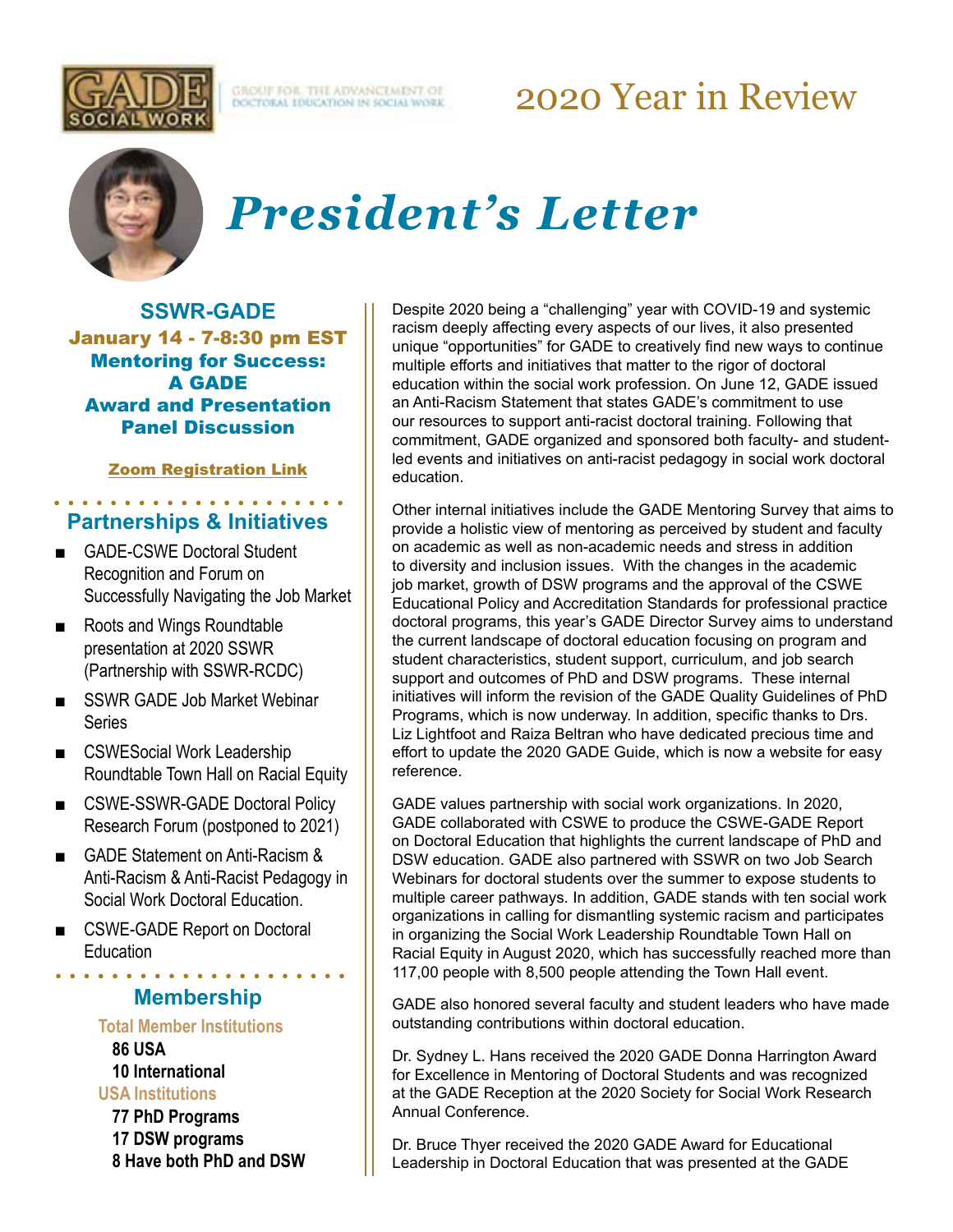GROUP FOR THE ADVANCEMENT OF DOCTORAL EDUCATION IN SOCIAL WORK

# 2020 Year in Review

# *President's Letter*

**SSWR-GADE**
**January 14 - 7-8:30 pm EST**
**Mentoring for Success: A GADE Award and Presentation Panel Discussion**

Zoom Registration Link

## Partnerships & Initiatives

- GADE-CSWE Doctoral Student Recognition and Forum on Successfully Navigating the Job Market
- Roots and Wings Roundtable presentation at 2020 SSWR (Partnership with SSWR-RCDC)
- SSWR GADE Job Market Webinar Series
- CSWESocial Work Leadership Roundtable Town Hall on Racial Equity
- CSWE-SSWR-GADE Doctoral Policy Research Forum (postponed to 2021)
- GADE Statement on Anti-Racism & Anti-Racism & Anti-Racist Pedagogy in Social Work Doctoral Education.
- CSWE-GADE Report on Doctoral Education

## Membership

**Total Member Institutions**

**86 USA**
**10 International**

**USA Institutions**

**77 PhD Programs**
**17 DSW programs**
**8 Have both PhD and DSW**

Despite 2020 being a "challenging" year with COVID-19 and systemic racism deeply affecting every aspects of our lives, it also presented unique "opportunities" for GADE to creatively find new ways to continue multiple efforts and initiatives that matter to the rigor of doctoral education within the social work profession. On June 12, GADE issued an Anti-Racism Statement that states GADE's commitment to use our resources to support anti-racist doctoral training. Following that commitment, GADE organized and sponsored both faculty- and student-led events and initiatives on anti-racist pedagogy in social work doctoral education.

Other internal initiatives include the GADE Mentoring Survey that aims to provide a holistic view of mentoring as perceived by student and faculty on academic as well as non-academic needs and stress in addition to diversity and inclusion issues. With the changes in the academic job market, growth of DSW programs and the approval of the CSWE Educational Policy and Accreditation Standards for professional practice doctoral programs, this year's GADE Director Survey aims to understand the current landscape of doctoral education focusing on program and student characteristics, student support, curriculum, and job search support and outcomes of PhD and DSW programs. These internal initiatives will inform the revision of the GADE Quality Guidelines of PhD Programs, which is now underway. In addition, specific thanks to Drs. Liz Lightfoot and Raiza Beltran who have dedicated precious time and effort to update the 2020 GADE Guide, which is now a website for easy reference.

GADE values partnership with social work organizations. In 2020, GADE collaborated with CSWE to produce the CSWE-GADE Report on Doctoral Education that highlights the current landscape of PhD and DSW education. GADE also partnered with SSWR on two Job Search Webinars for doctoral students over the summer to expose students to multiple career pathways. In addition, GADE stands with ten social work organizations in calling for dismantling systemic racism and participates in organizing the Social Work Leadership Roundtable Town Hall on Racial Equity in August 2020, which has successfully reached more than 117,00 people with 8,500 people attending the Town Hall event.

GADE also honored several faculty and student leaders who have made outstanding contributions within doctoral education.

Dr. Sydney L. Hans received the 2020 GADE Donna Harrington Award for Excellence in Mentoring of Doctoral Students and was recognized at the GADE Reception at the 2020 Society for Social Work Research Annual Conference.

Dr. Bruce Thyer received the 2020 GADE Award for Educational Leadership in Doctoral Education that was presented at the GADE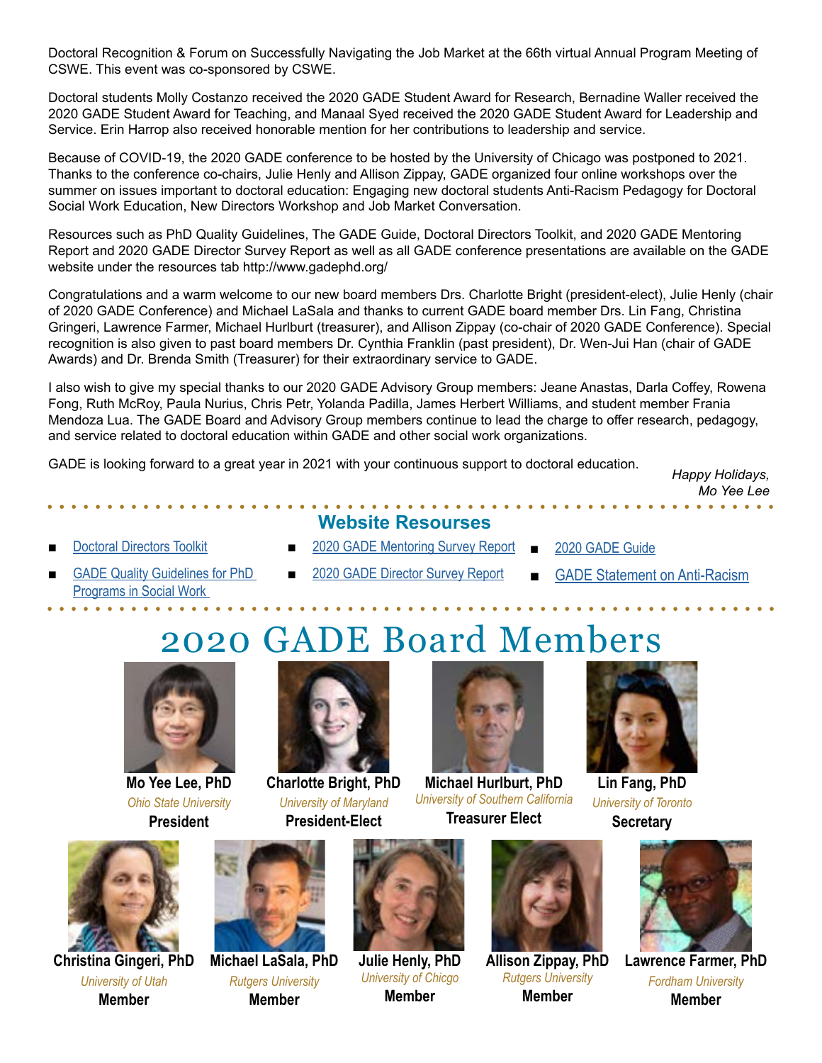Doctoral Recognition & Forum on Successfully Navigating the Job Market at the 66th virtual Annual Program Meeting of CSWE. This event was co-sponsored by CSWE.

Doctoral students Molly Costanzo received the 2020 GADE Student Award for Research, Bernadine Waller received the 2020 GADE Student Award for Teaching, and Manaal Syed received the 2020 GADE Student Award for Leadership and Service. Erin Harrop also received honorable mention for her contributions to leadership and service.

Because of COVID-19, the 2020 GADE conference to be hosted by the University of Chicago was postponed to 2021. Thanks to the conference co-chairs, Julie Henly and Allison Zippay, GADE organized four online workshops over the summer on issues important to doctoral education: Engaging new doctoral students Anti-Racism Pedagogy for Doctoral Social Work Education, New Directors Workshop and Job Market Conversation.

Resources such as PhD Quality Guidelines, The GADE Guide, Doctoral Directors Toolkit, and 2020 GADE Mentoring Report and 2020 GADE Director Survey Report as well as all GADE conference presentations are available on the GADE website under the resources tab http://www.gadephd.org/

Congratulations and a warm welcome to our new board members Drs. Charlotte Bright (president-elect), Julie Henly (chair of 2020 GADE Conference) and Michael LaSala and thanks to current GADE board member Drs. Lin Fang, Christina Gringeri, Lawrence Farmer, Michael Hurlburt (treasurer), and Allison Zippay (co-chair of 2020 GADE Conference). Special recognition is also given to past board members Dr. Cynthia Franklin (past president), Dr. Wen-Jui Han (chair of GADE Awards) and Dr. Brenda Smith (Treasurer) for their extraordinary service to GADE.

I also wish to give my special thanks to our 2020 GADE Advisory Group members: Jeane Anastas, Darla Coffey, Rowena Fong, Ruth McRoy, Paula Nurius, Chris Petr, Yolanda Padilla, James Herbert Williams, and student member Frania Mendoza Lua. The GADE Board and Advisory Group members continue to lead the charge to offer research, pedagogy, and service related to doctoral education within GADE and other social work organizations.

GADE is looking forward to a great year in 2021 with your continuous support to doctoral education.

*Happy Holidays,*
*Mo Yee Lee*

## Website Resourses

- Doctoral Directors Toolkit
- GADE Quality Guidelines for PhD Programs in Social Work
- 2020 GADE Mentoring Survey Report
- 2020 GADE Director Survey Report
- 2020 GADE Guide
- GADE Statement on Anti-Racism

# 2020 GADE Board Members

**Mo Yee Lee, PhD**
*Ohio State University*
**President**

**Charlotte Bright, PhD**
*University of Maryland*
**President-Elect**

**Michael Hurlburt, PhD**
*University of Southern California*
**Treasurer Elect**

**Lin Fang, PhD**
*University of Toronto*
**Secretary**

**Christina Gingeri, PhD**
*University of Utah*
**Member**

**Michael LaSala, PhD**
*Rutgers University*
**Member**

**Julie Henly, PhD**
*University of Chicgo*
**Member**

**Allison Zippay, PhD**
*Rutgers University*
**Member**

**Lawrence Farmer, PhD**
*Fordham University*
**Member**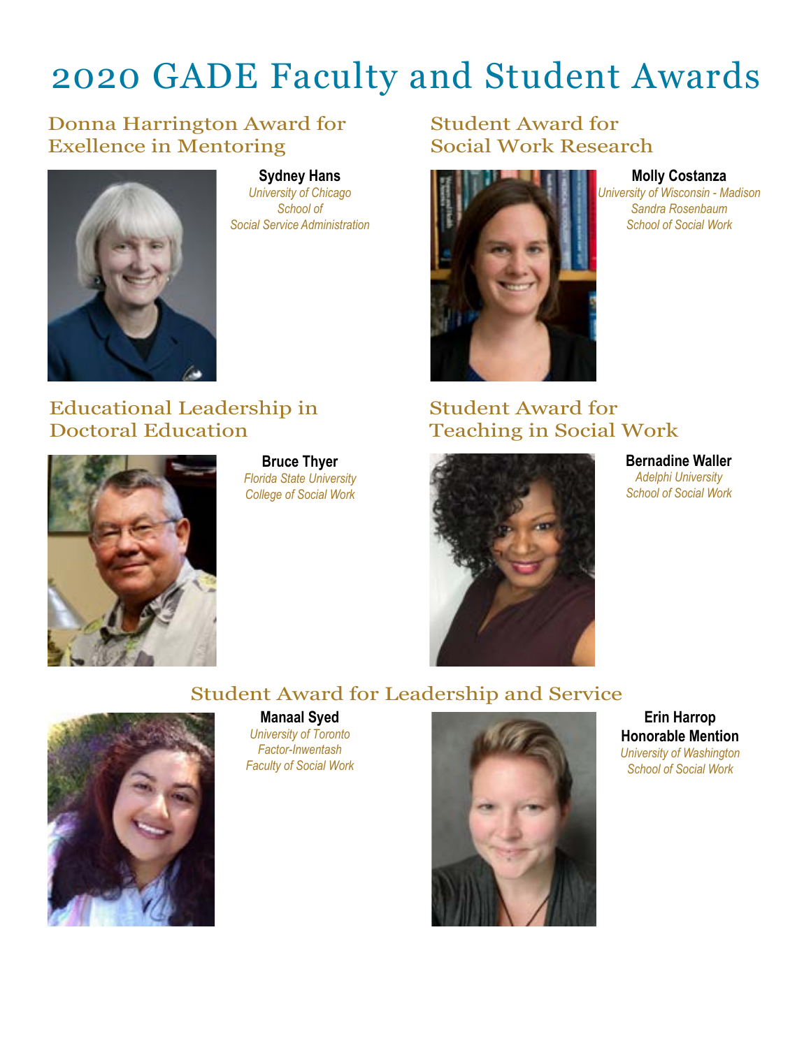# 2020 GADE Faculty and Student Awards

## Donna Harrington Award for Exellence in Mentoring

**Sydney Hans**
*University of Chicago School of Social Service Administration*

## Student Award for Social Work Research

**Molly Costanza**
*University of Wisconsin - Madison Sandra Rosenbaum School of Social Work*

## Educational Leadership in Doctoral Education

**Bruce Thyer**
*Florida State University College of Social Work*

## Student Award for Teaching in Social Work

**Bernadine Waller**
*Adelphi University School of Social Work*

## Student Award for Leadership and Service

**Manaal Syed**
*University of Toronto Factor-Inwentash Faculty of Social Work*

**Erin Harrop**
**Honorable Mention**
*University of Washington School of Social Work*